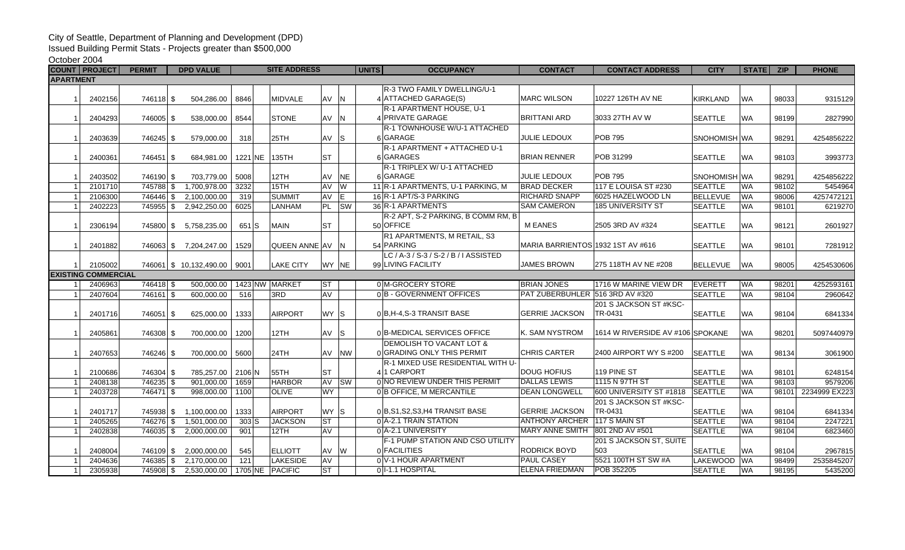City of Seattle, Department of Planning and Development (DPD)

Issued Building Permit Stats - Projects greater than $500,000

October 2004

| COUNT | PROJECT | PERMIT | DPD VALUE | SITE ADDRESS | | | | | UNITS | OCCUPANCY | CONTACT | CONTACT ADDRESS | CITY | STATE | ZIP | PHONE |
|---|---|---|---|---|---|---|---|---|---|---|---|---|---|---|---|---|
| **APARTMENT** | | | | | | | | | | | | | | | | |
| 1 | 2402156 | 746118 | $ 504,286.00 | 8846 | | MIDVALE | AV | N | 4 | R-3 TWO FAMILY DWELLING/U-1 ATTACHED GARAGE(S) | MARC WILSON | 10227 126TH AV NE | KIRKLAND | WA | 98033 | 9315129 |
| 1 | 2404293 | 746005 | $ 538,000.00 | 8544 | | STONE | AV | N | 4 | R-1 APARTMENT HOUSE, U-1 PRIVATE GARAGE | BRITTANI ARD | 3033 27TH AV W | SEATTLE | WA | 98199 | 2827990 |
| 1 | 2403639 | 746245 | $ 579,000.00 | 318 | | 25TH | AV | S | 6 | R-1 TOWNHOUSE W/U-1 ATTACHED GARAGE | JULIE LEDOUX | POB 795 | SNOHOMISH | WA | 98291 | 4254856222 |
| 1 | 2400361 | 746451 | $ 684,981.00 | 1221 | NE | 135TH | ST | | 6 | R-1 APARTMENT + ATTACHED U-1 GARAGES | BRIAN RENNER | POB 31299 | SEATTLE | WA | 98103 | 3993773 |
| 1 | 2403502 | 746190 | $ 703,779.00 | 5008 | | 12TH | AV | NE | 6 | R-1 TRIPLEX W/ U-1 ATTACHED GARAGE | JULIE LEDOUX | POB 795 | SNOHOMISH | WA | 98291 | 4254856222 |
| 1 | 2101710 | 745788 | $ 1,700,978.00 | 3232 | | 15TH | AV | W | 11 | R-1 APARTMENTS, U-1 PARKING, M | BRAD DECKER | 117 E LOUISA ST #230 | SEATTLE | WA | 98102 | 5454964 |
| 1 | 2106300 | 746446 | $ 2,100,000.00 | 319 | | SUMMIT | AV | E | 16 | R-1 APT/S-3 PARKING | RICHARD SNAPP | 6025 HAZELWOOD LN | BELLEVUE | WA | 98006 | 4257472121 |
| 1 | 2402223 | 745955 | $ 2,942,250.00 | 6025 | | LANHAM | PL | SW | 36 | R-1 APARTMENTS | SAM CAMERON | 185 UNIVERSITY ST | SEATTLE | WA | 98101 | 6219270 |
| 1 | 2306194 | 745800 | $ 5,758,235.00 | 651 | S | MAIN | ST | | 50 | R-2 APT, S-2 PARKING, B COMM RM, B OFFICE | M EANES | 2505 3RD AV #324 | SEATTLE | WA | 98121 | 2601927 |
| 1 | 2401882 | 746063 | $ 7,204,247.00 | 1529 | | QUEEN ANNE | AV | N | 54 | R1 APARTMENTS, M RETAIL, S3 PARKING | MARIA BARRIENTOS | 1932 1ST AV #616 | SEATTLE | WA | 98101 | 7281912 |
| 1 | 2105002 | 746061 | $ 10,132,490.00 | 9001 | | LAKE CITY | WY | NE | 99 | LC / A-3 / S-3 / S-2 / B / I ASSISTED LIVING FACILITY | JAMES BROWN | 275 118TH AV NE #208 | BELLEVUE | WA | 98005 | 4254530606 |
| **EXISTING COMMERCIAL** | | | | | | | | | | | | | | | | |
| 1 | 2406963 | 746418 | $ 500,000.00 | 1423 | NW | MARKET | ST | | 0 | M-GROCERY STORE | BRIAN JONES | 1716 W MARINE VIEW DR | EVERETT | WA | 98201 | 4252593161 |
| 1 | 2407604 | 746161 | $ 600,000.00 | 516 | | 3RD | AV | | 0 | B - GOVERNMENT OFFICES | PAT ZUBERBUHLER | 516 3RD AV #320 | SEATTLE | WA | 98104 | 2960642 |
| 1 | 2401716 | 746051 | $ 625,000.00 | 1333 | | AIRPORT | WY | S | 0 | B,H-4,S-3 TRANSIT BASE | GERRIE JACKSON | 201 S JACKSON ST #KSC-TR-0431 | SEATTLE | WA | 98104 | 6841334 |
| 1 | 2405861 | 746308 | $ 700,000.00 | 1200 | | 12TH | AV | S | 0 | B-MEDICAL SERVICES OFFICE | K. SAM NYSTROM | 1614 W RIVERSIDE AV #106 | SPOKANE | WA | 98201 | 5097440979 |
| 1 | 2407653 | 746246 | $ 700,000.00 | 5600 | | 24TH | AV | NW | 0 | DEMOLISH TO VACANT LOT & GRADING ONLY THIS PERMIT | CHRIS CARTER | 2400 AIRPORT WY S #200 | SEATTLE | WA | 98134 | 3061900 |
| 1 | 2100686 | 746304 | $ 785,257.00 | 2106 | N | 55TH | ST | | 4 | R-1 MIXED USE RESIDENTIAL WITH U-1 CARPORT | DOUG HOFIUS | 119 PINE ST | SEATTLE | WA | 98101 | 6248154 |
| 1 | 2408138 | 746235 | $ 901,000.00 | 1659 | | HARBOR | AV | SW | 0 | NO REVIEW UNDER THIS PERMIT | DALLAS LEWIS | 1115 N 97TH ST | SEATTLE | WA | 98103 | 9579206 |
| 1 | 2403728 | 746471 | $ 998,000.00 | 1100 | | OLIVE | WY | | 0 | B OFFICE, M MERCANTILE | DEAN LONGWELL | 600 UNIVERSITY ST #1818 | SEATTLE | WA | 98101 | 2234999 EX223 |
| 1 | 2401717 | 745938 | $ 1,100,000.00 | 1333 | | AIRPORT | WY | S | 0 | B,S1,S2,S3,H4 TRANSIT BASE | GERRIE JACKSON | 201 S JACKSON ST #KSC-TR-0431 | SEATTLE | WA | 98104 | 6841334 |
| 1 | 2405265 | 746276 | $ 1,501,000.00 | 303 | S | JACKSON | ST | | 0 | A-2.1 TRAIN STATION | ANTHONY ARCHER | 117 S MAIN ST | SEATTLE | WA | 98104 | 2247221 |
| 1 | 2402838 | 746035 | $ 2,000,000.00 | 901 | | 12TH | AV | | 0 | A-2.1 UNIVERSITY | MARY ANNE SMITH | 801 2ND AV #501 | SEATTLE | WA | 98104 | 6823460 |
| 1 | 2408004 | 746109 | $ 2,000,000.00 | 545 | | ELLIOTT | AV | W | 0 | F-1 PUMP STATION AND CSO UTILITY FACILITIES | RODRICK BOYD | 201 S JACKSON ST, SUITE 503 | SEATTLE | WA | 98104 | 2967815 |
| 1 | 2404636 | 746385 | $ 2,170,000.00 | 121 | | LAKESIDE | AV | | 0 | V-1 HOUR APARTMENT | PAUL CASEY | 5521 100TH ST SW #A | LAKEWOOD | WA | 98499 | 2535845207 |
| 1 | 2305938 | 745908 | $ 2,530,000.00 | 1705 | NE | PACIFIC | ST | | 0 | I-1.1 HOSPITAL | ELENA FRIEDMAN | POB 352205 | SEATTLE | WA | 98195 | 5435200 |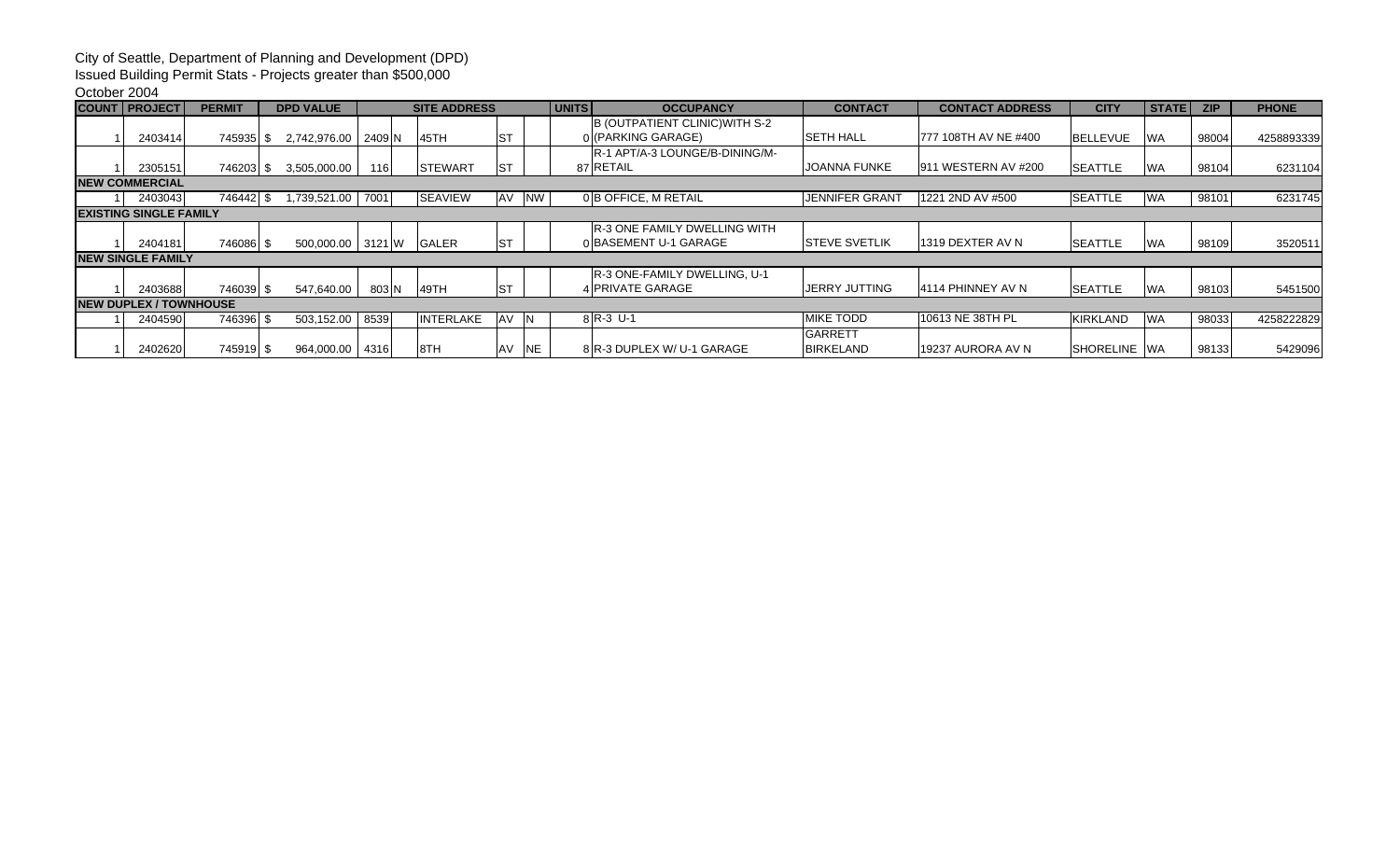City of Seattle, Department of Planning and Development (DPD)
Issued Building Permit Stats - Projects greater than $500,000
October 2004

| COUNT | PROJECT | PERMIT | DPD VALUE | SITE ADDRESS | | | | | UNITS | OCCUPANCY | CONTACT | CONTACT ADDRESS | CITY | STATE | ZIP | PHONE |
|---|---|---|---|---|---|---|---|---|---|---|---|---|---|---|---|---|
| 1 | 2403414 | 745935 | $ 2,742,976.00 | 2409 | N | 45TH | ST | | 0 | B (OUTPATIENT CLINIC)WITH S-2 (PARKING GARAGE) | SETH HALL | 777 108TH AV NE #400 | BELLEVUE | WA | 98004 | 4258893339 |
| 1 | 2305151 | 746203 | $ 3,505,000.00 | 116 | | STEWART | ST | | 87 | R-1 APT/A-3 LOUNGE/B-DINING/M-RETAIL | JOANNA FUNKE | 911 WESTERN AV #200 | SEATTLE | WA | 98104 | 6231104 |
| **NEW COMMERCIAL** | | | | | | | | | | | | | | | | |
| 1 | 2403043 | 746442 | $ 1,739,521.00 | 7001 | | SEAVIEW | AV | NW | 0 | B OFFICE, M RETAIL | JENNIFER GRANT | 1221 2ND AV #500 | SEATTLE | WA | 98101 | 6231745 |
| **EXISTING SINGLE FAMILY** | | | | | | | | | | | | | | | | |
| 1 | 2404181 | 746086 | $ 500,000.00 | 3121 | W | GALER | ST | | 0 | R-3 ONE FAMILY DWELLING WITH BASEMENT U-1 GARAGE | STEVE SVETLIK | 1319 DEXTER AV N | SEATTLE | WA | 98109 | 3520511 |
| **NEW SINGLE FAMILY** | | | | | | | | | | | | | | | | |
| 1 | 2403688 | 746039 | $ 547,640.00 | 803 | N | 49TH | ST | | 4 | R-3 ONE-FAMILY DWELLING, U-1 PRIVATE GARAGE | JERRY JUTTING | 4114 PHINNEY AV N | SEATTLE | WA | 98103 | 5451500 |
| **NEW DUPLEX / TOWNHOUSE** | | | | | | | | | | | | | | | | |
| 1 | 2404590 | 746396 | $ 503,152.00 | 8539 | | INTERLAKE | AV | N | 8 | R-3 U-1 | MIKE TODD | 10613 NE 38TH PL | KIRKLAND | WA | 98033 | 4258222829 |
| 1 | 2402620 | 745919 | $ 964,000.00 | 4316 | | 8TH | AV | NE | 8 | R-3 DUPLEX W/ U-1 GARAGE | GARRETT BIRKELAND | 19237 AURORA AV N | SHORELINE | WA | 98133 | 5429096 |